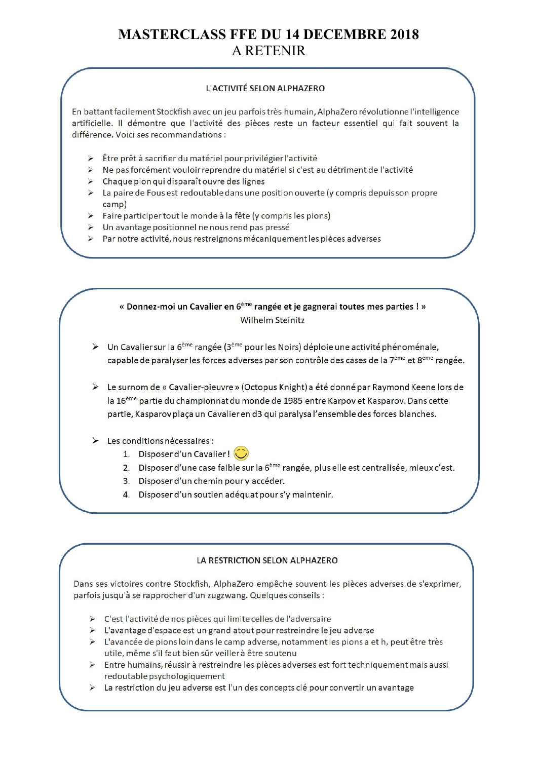# MASTERCLASS FFE DU 14 DECEMBRE 2018
## A RETENIR

### L'ACTIVITÉ SELON ALPHAZERO

En battant facilement Stockfish avec un jeu parfois très humain, AlphaZero révolutionne l'intelligence artificielle. Il démontre que l'activité des pièces reste un facteur essentiel qui fait souvent la différence. Voici ses recommandations :

- Être prêt à sacrifier du matériel pour privilégier l'activité
- Ne pas forcément vouloir reprendre du matériel si c'est au détriment de l'activité
- Chaque pion qui disparaît ouvre des lignes
- La paire de Fous est redoutable dans une position ouverte (y compris depuis son propre camp)
- Faire participer tout le monde à la fête (y compris les pions)
- Un avantage positionnel ne nous rend pas pressé
- Par notre activité, nous restreignons mécaniquement les pièces adverses

---

**« Donnez-moi un Cavalier en 6ème rangée et je gagnerai toutes mes parties ! »**
Wilhelm Steinitz

- Un Cavalier sur la 6ème rangée (3ème pour les Noirs) déploie une activité phénoménale, capable de paralyser les forces adverses par son contrôle des cases de la 7ème et 8ème rangée.
- Le surnom de « Cavalier-pieuvre » (Octopus Knight) a été donné par Raymond Keene lors de la 16ème partie du championnat du monde de 1985 entre Karpov et Kasparov. Dans cette partie, Kasparov plaça un Cavalier en d3 qui paralysa l'ensemble des forces blanches.
- Les conditions nécessaires :
  1. Disposer d'un Cavalier ! 😊
  2. Disposer d'une case faible sur la 6ème rangée, plus elle est centralisée, mieux c'est.
  3. Disposer d'un chemin pour y accéder.
  4. Disposer d'un soutien adéquat pour s'y maintenir.

---

### LA RESTRICTION SELON ALPHAZERO

Dans ses victoires contre Stockfish, AlphaZero empêche souvent les pièces adverses de s'exprimer, parfois jusqu'à se rapprocher d'un zugzwang. Quelques conseils :

- C'est l'activité de nos pièces qui limite celles de l'adversaire
- L'avantage d'espace est un grand atout pour restreindre le jeu adverse
- L'avancée de pions loin dans le camp adverse, notamment les pions a et h, peut être très utile, même s'il faut bien sûr veiller à être soutenu
- Entre humains, réussir à restreindre les pièces adverses est fort techniquement mais aussi redoutable psychologiquement
- La restriction du jeu adverse est l'un des concepts clé pour convertir un avantage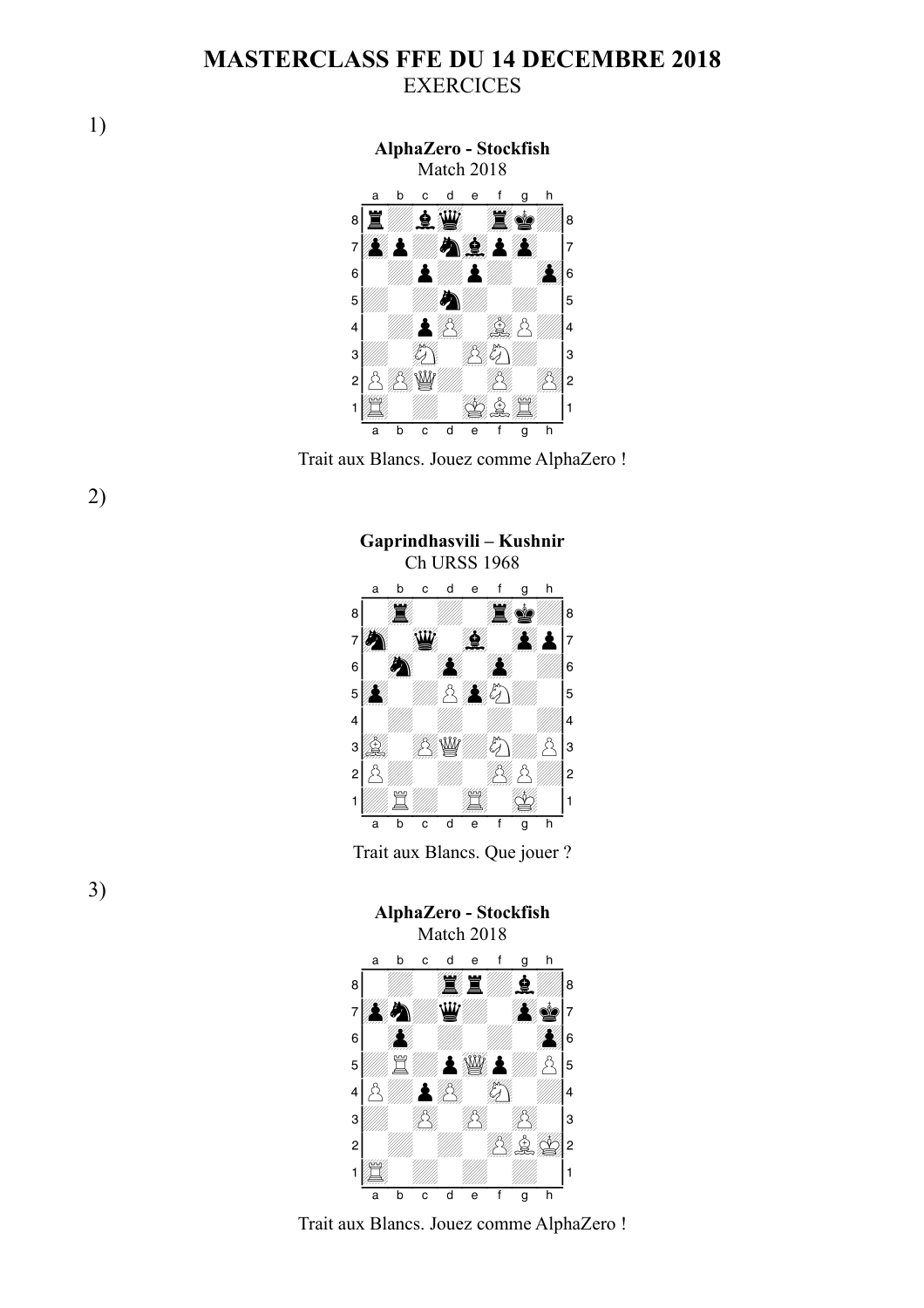# MASTERCLASS FFE DU 14 DECEMBRE 2018

EXERCICES

1)

**AlphaZero - Stockfish**
Match 2018

Trait aux Blancs. Jouez comme AlphaZero !

2)

**Gaprindhasvili – Kushnir**
Ch URSS 1968

Trait aux Blancs. Que jouer ?

3)

**AlphaZero - Stockfish**
Match 2018

Trait aux Blancs. Jouez comme AlphaZero !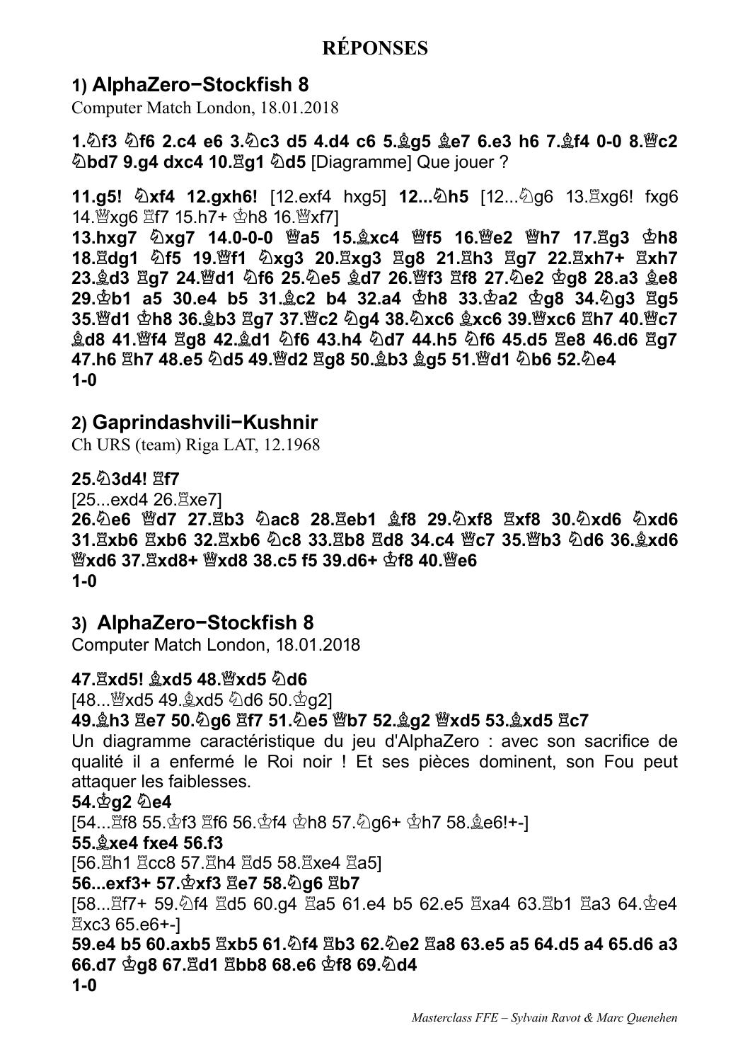# RÉPONSES

## 1) AlphaZero−Stockfish 8

Computer Match London, 18.01.2018

**1.♘f3 ♘f6 2.c4 e6 3.♘c3 d5 4.d4 c6 5.♗g5 ♗e7 6.e3 h6 7.♗f4 0-0 8.♕c2 ♘bd7 9.g4 dxc4 10.♖g1 ♘d5** [Diagramme] Que jouer ?

**11.g5! ♘xf4 12.gxh6!** [12.exf4 hxg5] **12...♘h5** [12...♘g6 13.♖xg6! fxg6 14.♕xg6 ♖f7 15.h7+ ♔h8 16.♕xf7]
**13.hxg7 ♘xg7 14.0-0-0 ♕a5 15.♗xc4 ♕f5 16.♕e2 ♕h7 17.♖g3 ♔h8 18.♖dg1 ♘f5 19.♕f1 ♘xg3 20.♖xg3 ♖g8 21.♖h3 ♖g7 22.♖xh7+ ♖xh7 23.♗d3 ♖g7 24.♕d1 ♘f6 25.♘e5 ♗d7 26.♕f3 ♖f8 27.♘e2 ♔g8 28.a3 ♗e8 29.♔b1 a5 30.e4 b5 31.♗c2 b4 32.a4 ♔h8 33.♔a2 ♔g8 34.♘g3 ♖g5 35.♕d1 ♔h8 36.♗b3 ♖g7 37.♕c2 ♘g4 38.♘xc6 ♗xc6 39.♕xc6 ♖h7 40.♕c7 ♗d8 41.♕f4 ♖g8 42.♗d1 ♘f6 43.h4 ♘d7 44.h5 ♘f6 45.d5 ♖e8 46.d6 ♖g7 47.h6 ♖h7 48.e5 ♘d5 49.♕d2 ♖g8 50.♗b3 ♗g5 51.♕d1 ♘b6 52.♘e4**
**1-0**

## 2) Gaprindashvili−Kushnir

Ch URS (team) Riga LAT, 12.1968

**25.♘3d4! ♖f7**
[25...exd4 26.♖xe7]
**26.♘e6 ♕d7 27.♖b3 ♘ac8 28.♖eb1 ♗f8 29.♘xf8 ♖xf8 30.♘xd6 ♘xd6 31.♖xb6 ♖xb6 32.♖xb6 ♘c8 33.♖b8 ♖d8 34.c4 ♕c7 35.♕b3 ♘d6 36.♗xd6 ♕xd6 37.♖xd8+ ♕xd8 38.c5 f5 39.d6+ ♔f8 40.♕e6**
**1-0**

## 3) AlphaZero−Stockfish 8

Computer Match London, 18.01.2018

**47.♖xd5! ♗xd5 48.♕xd5 ♘d6**
[48...♕xd5 49.♗xd5 ♘d6 50.♔g2]
**49.♗h3 ♖e7 50.♘g6 ♖f7 51.♘e5 ♕b7 52.♗g2 ♕xd5 53.♗xd5 ♖c7**
Un diagramme caractéristique du jeu d'AlphaZero : avec son sacrifice de qualité il a enfermé le Roi noir ! Et ses pièces dominent, son Fou peut attaquer les faiblesses.
**54.♔g2 ♘e4**
[54...♖f8 55.♔f3 ♖f6 56.♔f4 ♔h8 57.♘g6+ ♔h7 58.♗e6!+-]
**55.♗xe4 fxe4 56.f3**
[56.♖h1 ♖cc8 57.♖h4 ♖d5 58.♖xe4 ♖a5]
**56...exf3+ 57.♔xf3 ♖e7 58.♘g6 ♖b7**
[58...♖f7+ 59.♘f4 ♖d5 60.g4 ♖a5 61.e4 b5 62.e5 ♖xa4 63.♖b1 ♖a3 64.♔e4 ♖xc3 65.e6+-]
**59.e4 b5 60.axb5 ♖xb5 61.♘f4 ♖b3 62.♘e2 ♖a8 63.e5 a5 64.d5 a4 65.d6 a3 66.d7 ♔g8 67.♖d1 ♖bb8 68.e6 ♔f8 69.♘d4**
**1-0**